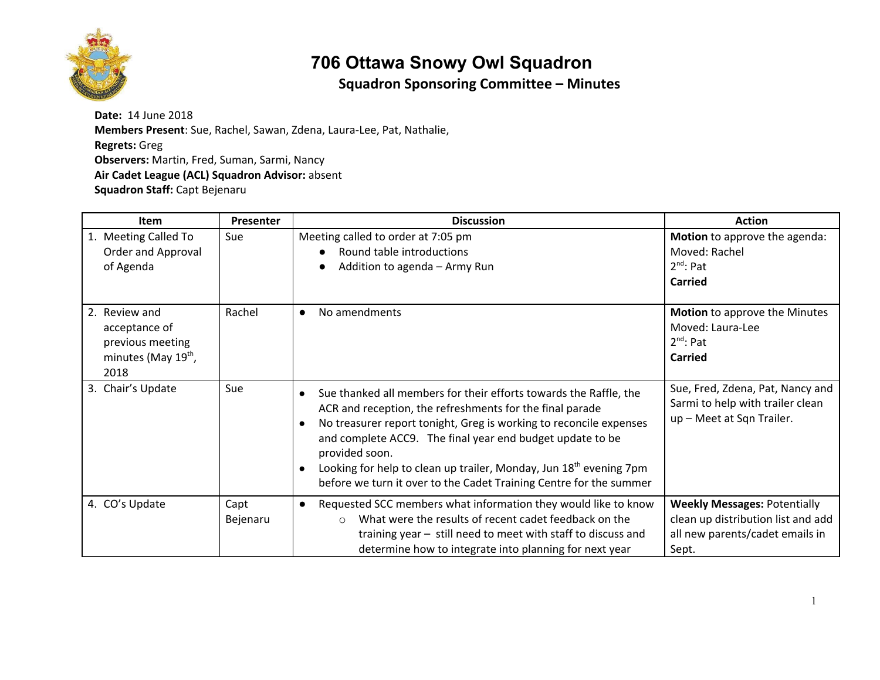# 706 Ottawa Snowy Owl Squadron

## Squadron Sponsoring Committee – Minutes

**Date:** 14 June 2018
**Members Present**: Sue, Rachel, Sawan, Zdena, Laura-Lee, Pat, Nathalie,
**Regrets:** Greg
**Observers:** Martin, Fred, Suman, Sarmi, Nancy
**Air Cadet League (ACL) Squadron Advisor:** absent
**Squadron Staff:** Capt Bejenaru

| Item | Presenter | Discussion | Action |
|---|---|---|---|
| 1. Meeting Called To Order and Approval of Agenda | Sue | Meeting called to order at 7:05 pm<br>● Round table introductions<br>● Addition to agenda – Army Run | **Motion** to approve the agenda:<br>Moved: Rachel<br>2nd: Pat<br>**Carried** |
| 2. Review and acceptance of previous meeting minutes (May 19th, 2018 | Rachel | ● No amendments | **Motion** to approve the Minutes<br>Moved: Laura-Lee<br>2nd: Pat<br>**Carried** |
| 3. Chair's Update | Sue | ● Sue thanked all members for their efforts towards the Raffle, the ACR and reception, the refreshments for the final parade<br>● No treasurer report tonight, Greg is working to reconcile expenses and complete ACC9. The final year end budget update to be provided soon.<br>● Looking for help to clean up trailer, Monday, Jun 18th evening 7pm before we turn it over to the Cadet Training Centre for the summer | Sue, Fred, Zdena, Pat, Nancy and Sarmi to help with trailer clean up – Meet at Sqn Trailer. |
| 4. CO's Update | Capt Bejenaru | ● Requested SCC members what information they would like to know<br>○ What were the results of recent cadet feedback on the training year – still need to meet with staff to discuss and determine how to integrate into planning for next year | **Weekly Messages:** Potentially clean up distribution list and add all new parents/cadet emails in Sept. |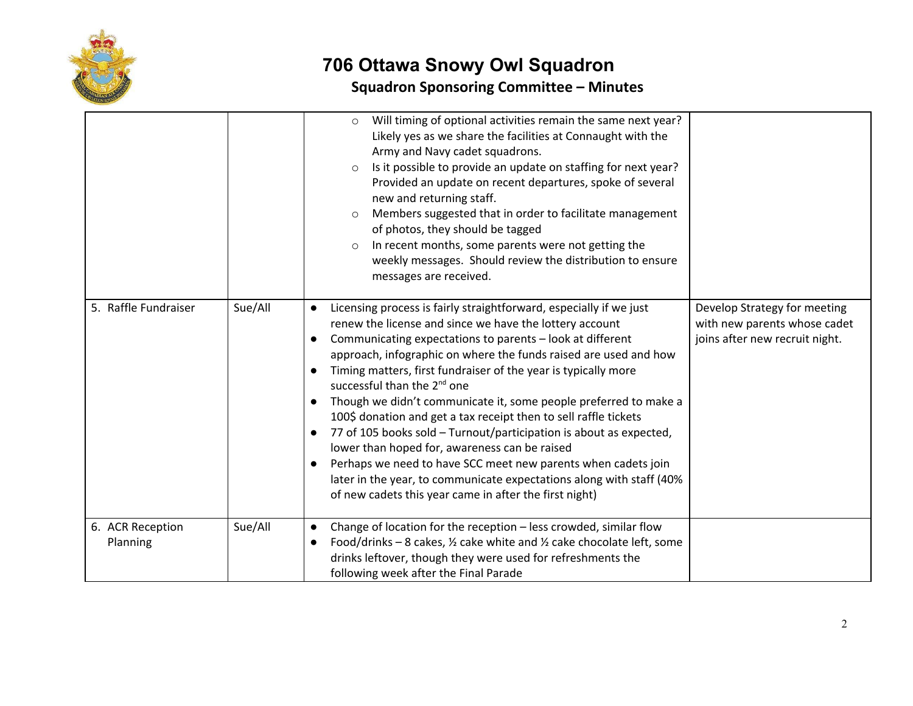| | | | |
|---|---|---|---|
| | | ○ Will timing of optional activities remain the same next year? Likely yes as we share the facilities at Connaught with the Army and Navy cadet squadrons.<br>○ Is it possible to provide an update on staffing for next year? Provided an update on recent departures, spoke of several new and returning staff.<br>○ Members suggested that in order to facilitate management of photos, they should be tagged<br>○ In recent months, some parents were not getting the weekly messages. Should review the distribution to ensure messages are received. | |
| 5. Raffle Fundraiser | Sue/All | ● Licensing process is fairly straightforward, especially if we just renew the license and since we have the lottery account<br>● Communicating expectations to parents – look at different approach, infographic on where the funds raised are used and how<br>● Timing matters, first fundraiser of the year is typically more successful than the 2nd one<br>● Though we didn't communicate it, some people preferred to make a 100$ donation and get a tax receipt then to sell raffle tickets<br>● 77 of 105 books sold – Turnout/participation is about as expected, lower than hoped for, awareness can be raised<br>● Perhaps we need to have SCC meet new parents when cadets join later in the year, to communicate expectations along with staff (40% of new cadets this year came in after the first night) | Develop Strategy for meeting with new parents whose cadet joins after new recruit night. |
| 6. ACR Reception Planning | Sue/All | ● Change of location for the reception – less crowded, similar flow<br>● Food/drinks – 8 cakes, ½ cake white and ½ cake chocolate left, some drinks leftover, though they were used for refreshments the following week after the Final Parade | |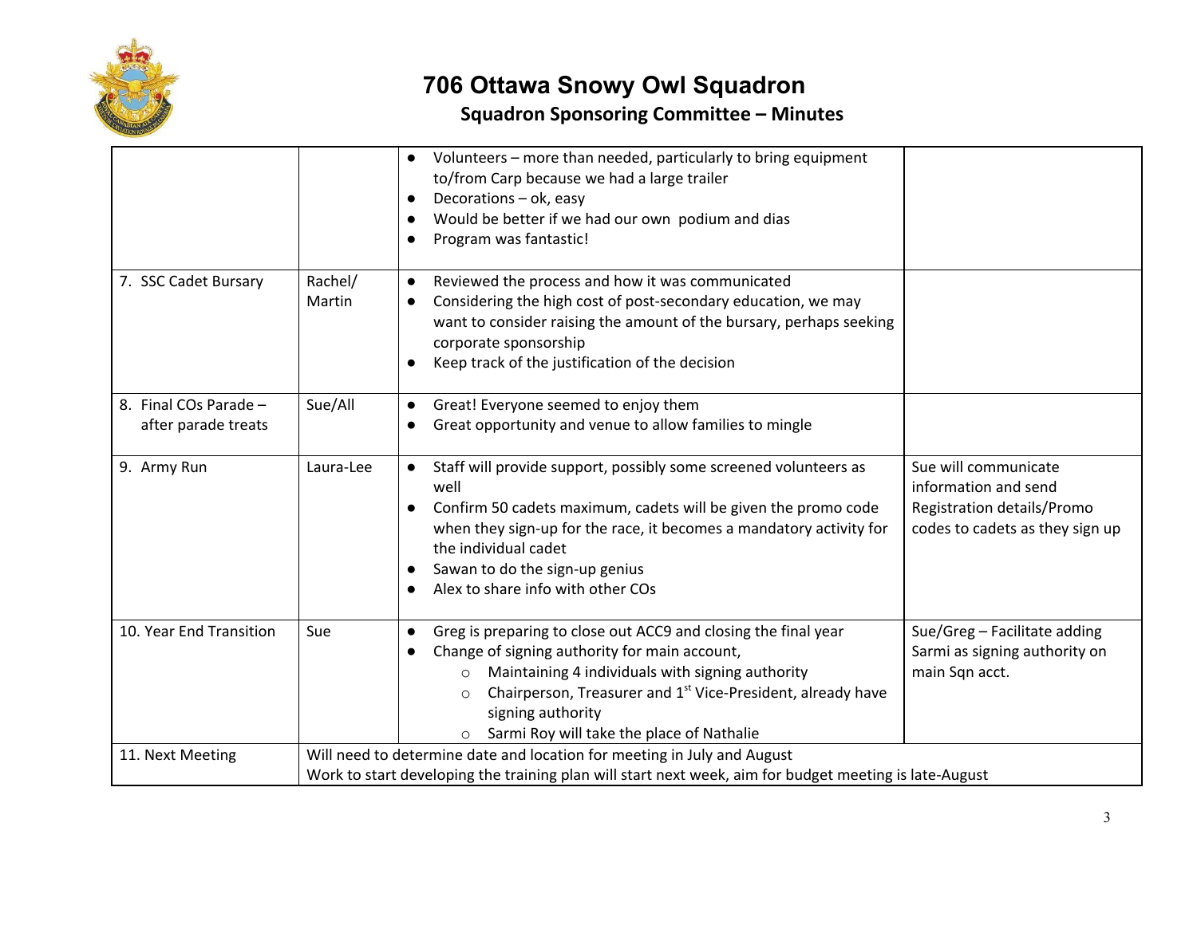# 706 Ottawa Snowy Owl Squadron

## Squadron Sponsoring Committee – Minutes

| | | | |
|---|---|---|---|
| | | • Volunteers – more than needed, particularly to bring equipment to/from Carp because we had a large trailer<br>• Decorations – ok, easy<br>• Would be better if we had our own podium and dias<br>• Program was fantastic! | |
| 7. SSC Cadet Bursary | Rachel/ Martin | • Reviewed the process and how it was communicated<br>• Considering the high cost of post-secondary education, we may want to consider raising the amount of the bursary, perhaps seeking corporate sponsorship<br>• Keep track of the justification of the decision | |
| 8. Final COs Parade – after parade treats | Sue/All | • Great! Everyone seemed to enjoy them<br>• Great opportunity and venue to allow families to mingle | |
| 9. Army Run | Laura-Lee | • Staff will provide support, possibly some screened volunteers as well<br>• Confirm 50 cadets maximum, cadets will be given the promo code when they sign-up for the race, it becomes a mandatory activity for the individual cadet<br>• Sawan to do the sign-up genius<br>• Alex to share info with other COs | Sue will communicate information and send Registration details/Promo codes to cadets as they sign up |
| 10. Year End Transition | Sue | • Greg is preparing to close out ACC9 and closing the final year<br>• Change of signing authority for main account,<br>  ○ Maintaining 4 individuals with signing authority<br>  ○ Chairperson, Treasurer and 1st Vice-President, already have signing authority<br>  ○ Sarmi Roy will take the place of Nathalie | Sue/Greg – Facilitate adding Sarmi as signing authority on main Sqn acct. |
| 11. Next Meeting | Will need to determine date and location for meeting in July and August<br>Work to start developing the training plan will start next week, aim for budget meeting is late-August | | |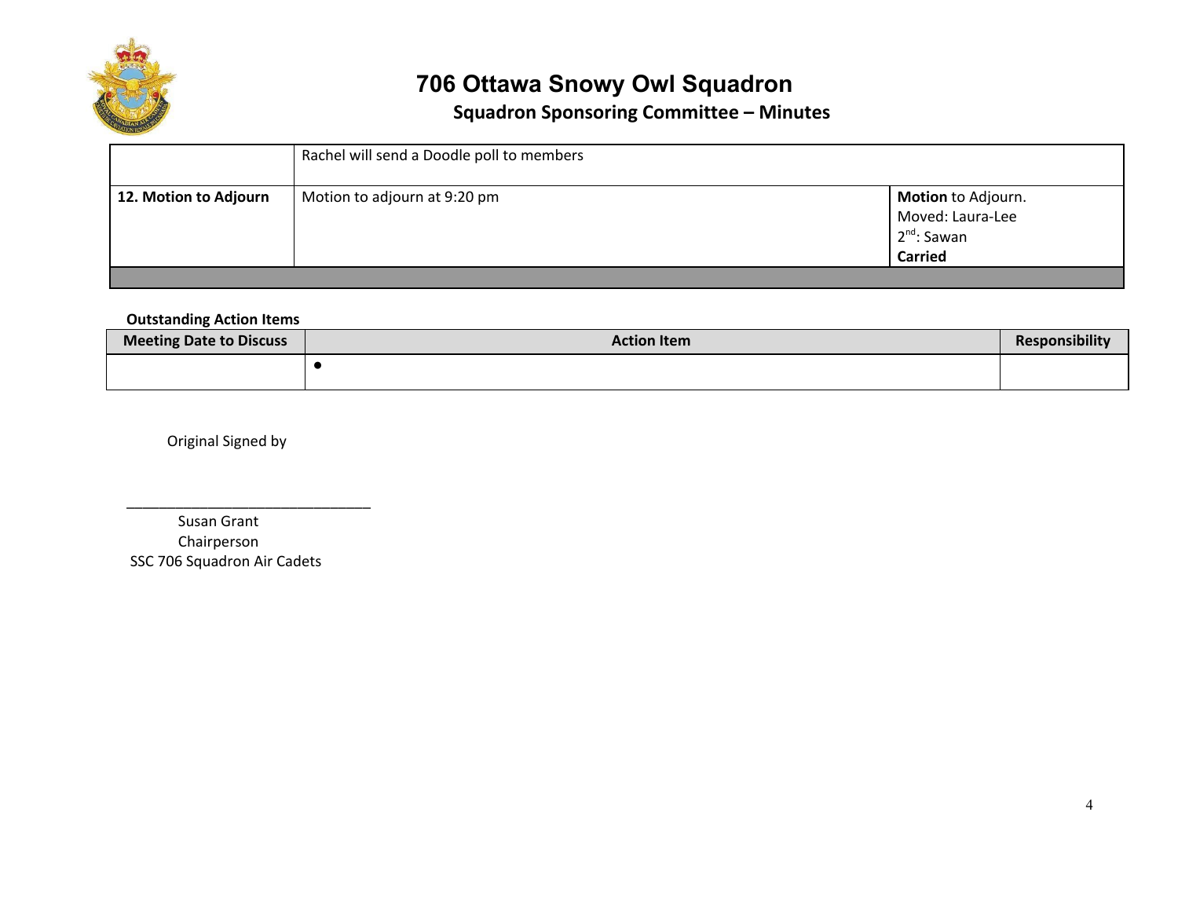# 706 Ottawa Snowy Owl Squadron

## Squadron Sponsoring Committee – Minutes

| | | |
|---|---|---|
| | Rachel will send a Doodle poll to members | |
| **12. Motion to Adjourn** | Motion to adjourn at 9:20 pm | **Motion** to Adjourn.<br>Moved: Laura-Lee<br>2nd: Sawan<br>**Carried** |

**Outstanding Action Items**

| Meeting Date to Discuss | Action Item | Responsibility |
|---|---|---|
| | • | |

Original Signed by

______________________________

Susan Grant
Chairperson
SSC 706 Squadron Air Cadets